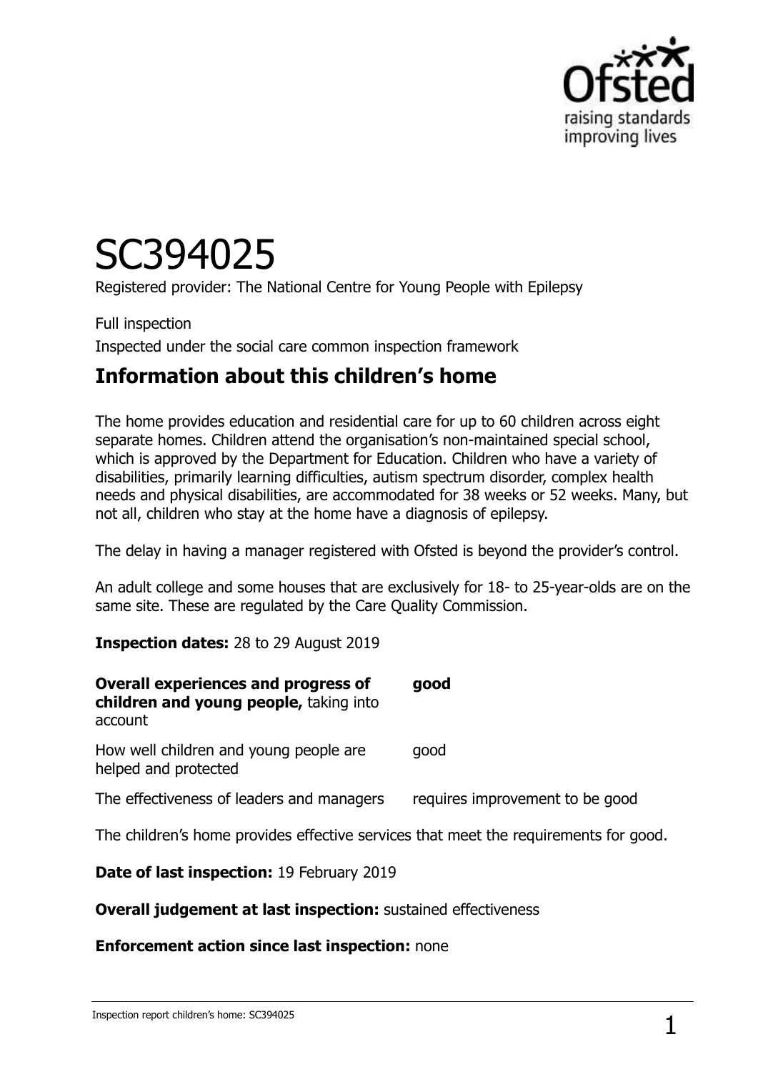# SC394025

Registered provider: The National Centre for Young People with Epilepsy

Full inspection

Inspected under the social care common inspection framework

## Information about this children's home

The home provides education and residential care for up to 60 children across eight separate homes. Children attend the organisation's non-maintained special school, which is approved by the Department for Education. Children who have a variety of disabilities, primarily learning difficulties, autism spectrum disorder, complex health needs and physical disabilities, are accommodated for 38 weeks or 52 weeks. Many, but not all, children who stay at the home have a diagnosis of epilepsy.

The delay in having a manager registered with Ofsted is beyond the provider's control.

An adult college and some houses that are exclusively for 18- to 25-year-olds are on the same site. These are regulated by the Care Quality Commission.

**Inspection dates:** 28 to 29 August 2019

| | |
|---|---|
| **Overall experiences and progress of children and young people,** taking into account | **good** |
| How well children and young people are helped and protected | good |
| The effectiveness of leaders and managers | requires improvement to be good |

The children's home provides effective services that meet the requirements for good.

**Date of last inspection:** 19 February 2019

**Overall judgement at last inspection:** sustained effectiveness

**Enforcement action since last inspection:** none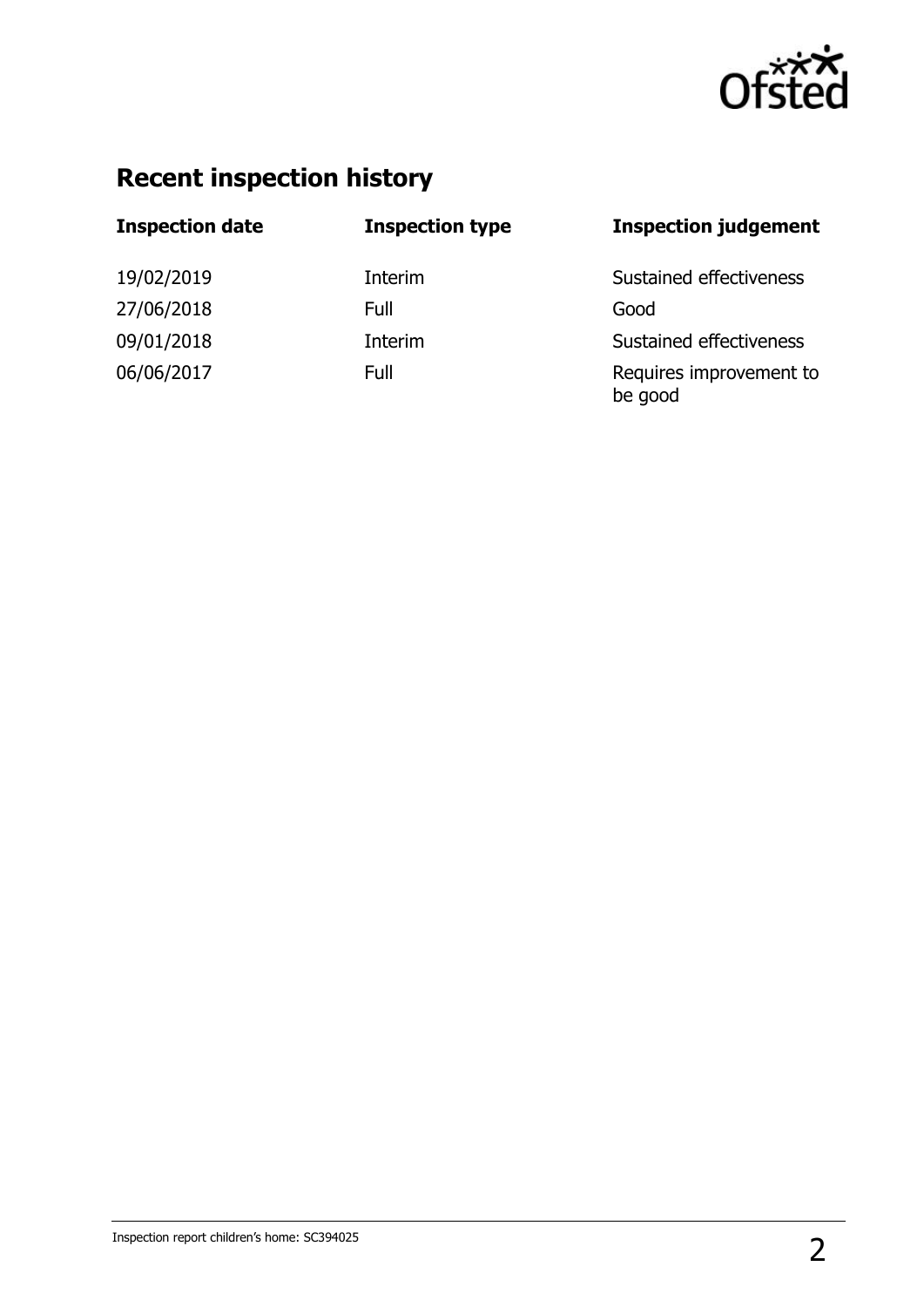## Recent inspection history

| Inspection date | Inspection type | Inspection judgement |
|---|---|---|
| 19/02/2019 | Interim | Sustained effectiveness |
| 27/06/2018 | Full | Good |
| 09/01/2018 | Interim | Sustained effectiveness |
| 06/06/2017 | Full | Requires improvement to be good |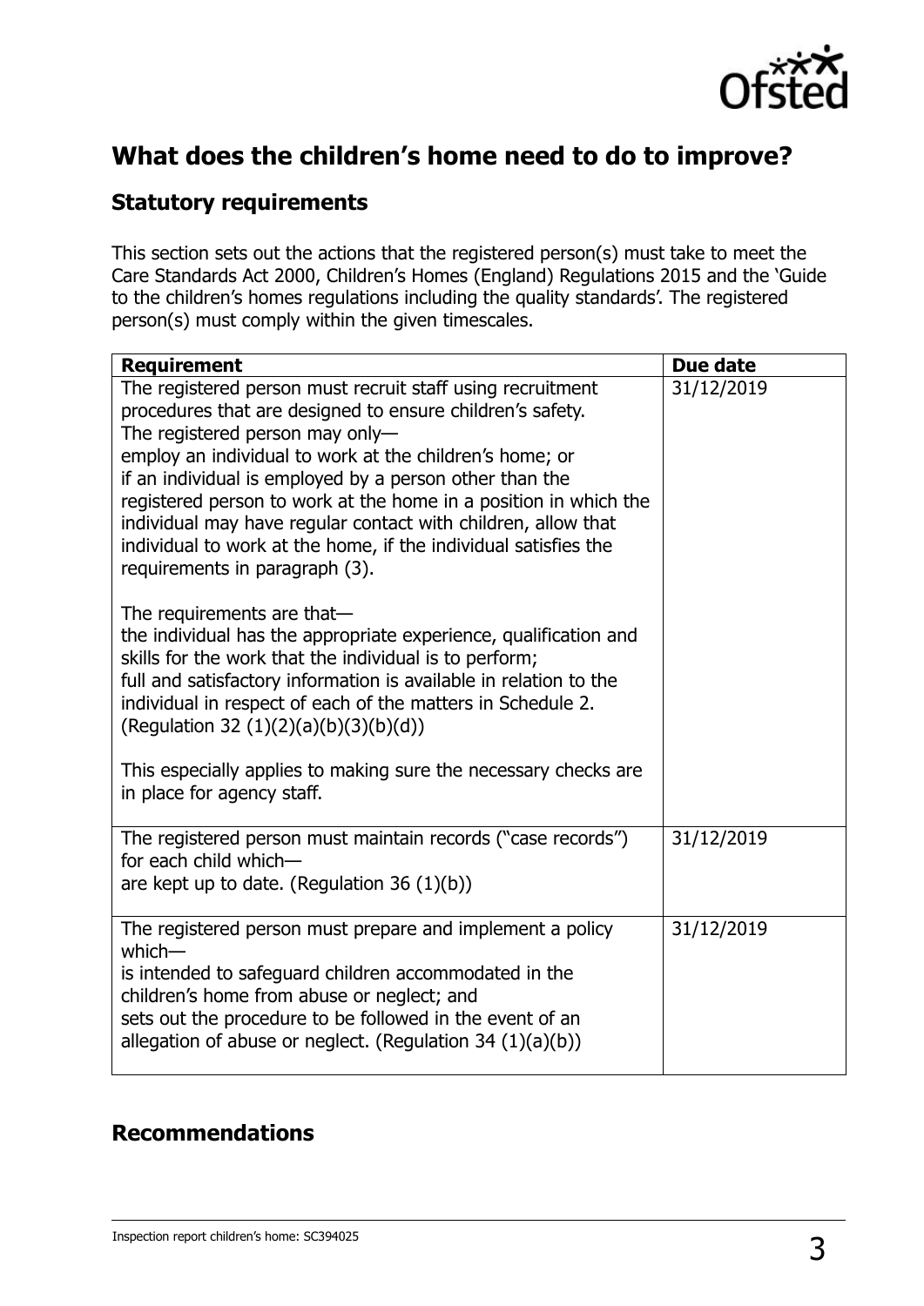## What does the children's home need to do to improve?

### Statutory requirements

This section sets out the actions that the registered person(s) must take to meet the Care Standards Act 2000, Children's Homes (England) Regulations 2015 and the 'Guide to the children's homes regulations including the quality standards'. The registered person(s) must comply within the given timescales.

| Requirement | Due date |
|---|---|
| The registered person must recruit staff using recruitment procedures that are designed to ensure children's safety.<br>The registered person may only—<br>employ an individual to work at the children's home; or<br>if an individual is employed by a person other than the registered person to work at the home in a position in which the individual may have regular contact with children, allow that individual to work at the home, if the individual satisfies the requirements in paragraph (3).<br><br>The requirements are that—<br>the individual has the appropriate experience, qualification and skills for the work that the individual is to perform;<br>full and satisfactory information is available in relation to the individual in respect of each of the matters in Schedule 2.<br>(Regulation 32 (1)(2)(a)(b)(3)(b)(d))<br><br>This especially applies to making sure the necessary checks are in place for agency staff. | 31/12/2019 |
| The registered person must maintain records ("case records") for each child which—<br>are kept up to date. (Regulation 36 (1)(b)) | 31/12/2019 |
| The registered person must prepare and implement a policy which—<br>is intended to safeguard children accommodated in the children's home from abuse or neglect; and<br>sets out the procedure to be followed in the event of an allegation of abuse or neglect. (Regulation 34 (1)(a)(b)) | 31/12/2019 |

### Recommendations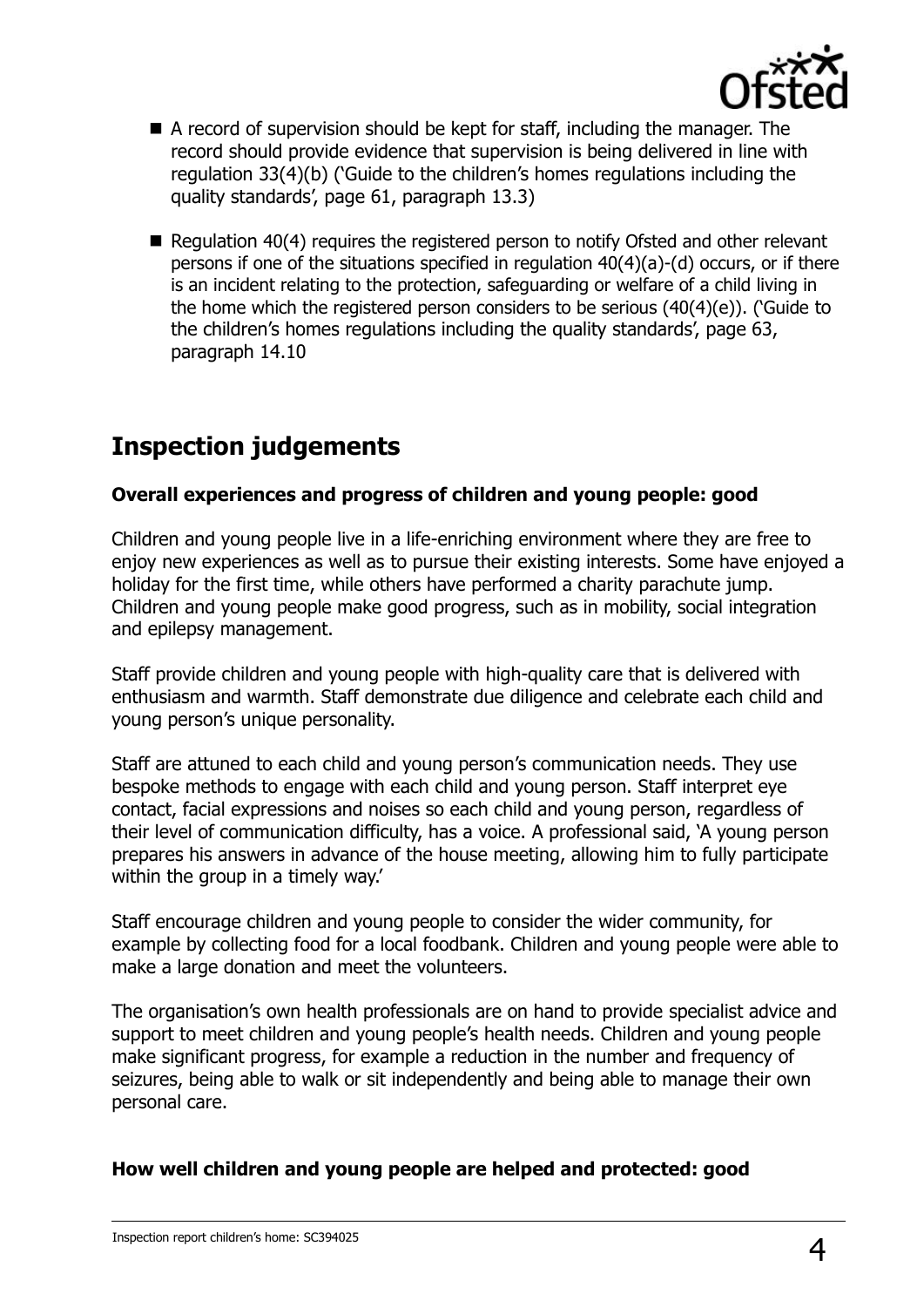- A record of supervision should be kept for staff, including the manager. The record should provide evidence that supervision is being delivered in line with regulation 33(4)(b) ('Guide to the children's homes regulations including the quality standards', page 61, paragraph 13.3)

- Regulation 40(4) requires the registered person to notify Ofsted and other relevant persons if one of the situations specified in regulation 40(4)(a)-(d) occurs, or if there is an incident relating to the protection, safeguarding or welfare of a child living in the home which the registered person considers to be serious (40(4)(e)). ('Guide to the children's homes regulations including the quality standards', page 63, paragraph 14.10

## Inspection judgements

**Overall experiences and progress of children and young people: good**

Children and young people live in a life-enriching environment where they are free to enjoy new experiences as well as to pursue their existing interests. Some have enjoyed a holiday for the first time, while others have performed a charity parachute jump. Children and young people make good progress, such as in mobility, social integration and epilepsy management.

Staff provide children and young people with high-quality care that is delivered with enthusiasm and warmth. Staff demonstrate due diligence and celebrate each child and young person's unique personality.

Staff are attuned to each child and young person's communication needs. They use bespoke methods to engage with each child and young person. Staff interpret eye contact, facial expressions and noises so each child and young person, regardless of their level of communication difficulty, has a voice. A professional said, 'A young person prepares his answers in advance of the house meeting, allowing him to fully participate within the group in a timely way.'

Staff encourage children and young people to consider the wider community, for example by collecting food for a local foodbank. Children and young people were able to make a large donation and meet the volunteers.

The organisation's own health professionals are on hand to provide specialist advice and support to meet children and young people's health needs. Children and young people make significant progress, for example a reduction in the number and frequency of seizures, being able to walk or sit independently and being able to manage their own personal care.

**How well children and young people are helped and protected: good**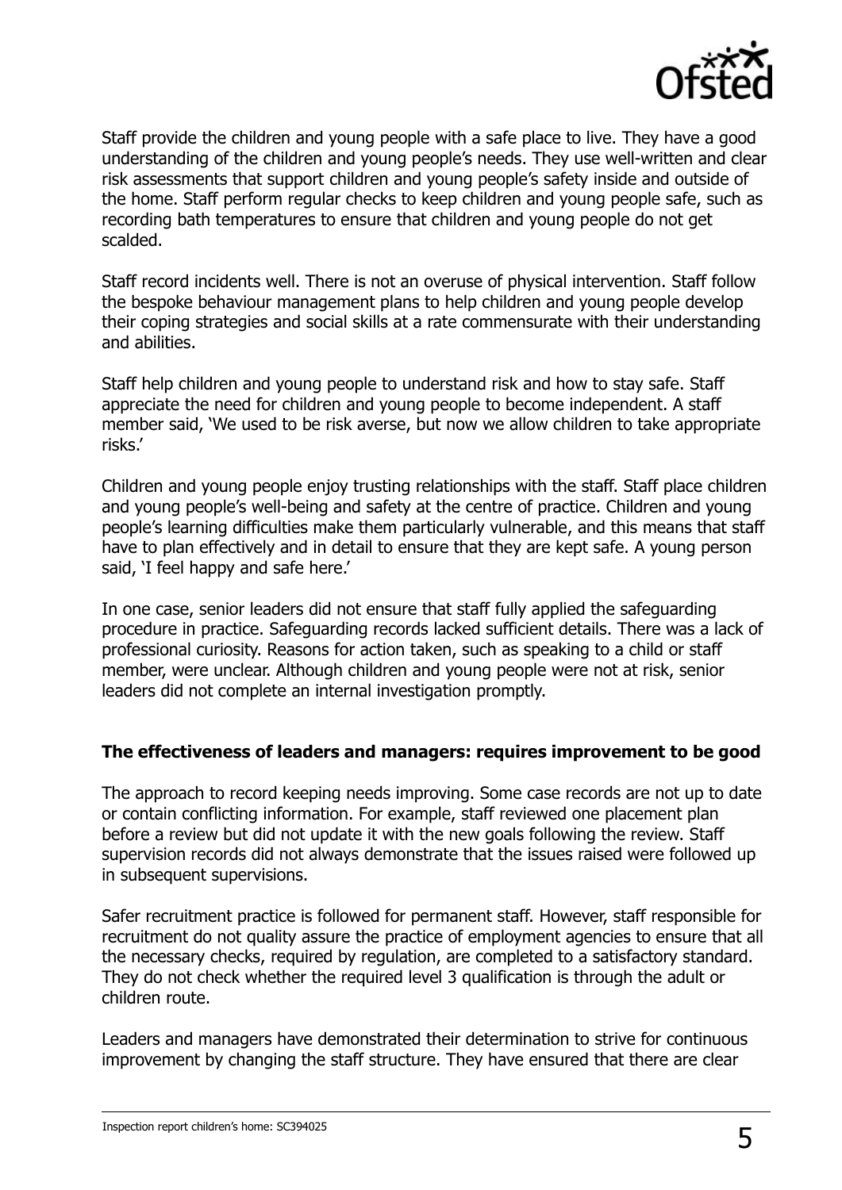Staff provide the children and young people with a safe place to live. They have a good understanding of the children and young people's needs. They use well-written and clear risk assessments that support children and young people's safety inside and outside of the home. Staff perform regular checks to keep children and young people safe, such as recording bath temperatures to ensure that children and young people do not get scalded.

Staff record incidents well. There is not an overuse of physical intervention. Staff follow the bespoke behaviour management plans to help children and young people develop their coping strategies and social skills at a rate commensurate with their understanding and abilities.

Staff help children and young people to understand risk and how to stay safe. Staff appreciate the need for children and young people to become independent. A staff member said, 'We used to be risk averse, but now we allow children to take appropriate risks.'

Children and young people enjoy trusting relationships with the staff. Staff place children and young people's well-being and safety at the centre of practice. Children and young people's learning difficulties make them particularly vulnerable, and this means that staff have to plan effectively and in detail to ensure that they are kept safe. A young person said, 'I feel happy and safe here.'

In one case, senior leaders did not ensure that staff fully applied the safeguarding procedure in practice. Safeguarding records lacked sufficient details. There was a lack of professional curiosity. Reasons for action taken, such as speaking to a child or staff member, were unclear. Although children and young people were not at risk, senior leaders did not complete an internal investigation promptly.

**The effectiveness of leaders and managers: requires improvement to be good**

The approach to record keeping needs improving. Some case records are not up to date or contain conflicting information. For example, staff reviewed one placement plan before a review but did not update it with the new goals following the review. Staff supervision records did not always demonstrate that the issues raised were followed up in subsequent supervisions.

Safer recruitment practice is followed for permanent staff. However, staff responsible for recruitment do not quality assure the practice of employment agencies to ensure that all the necessary checks, required by regulation, are completed to a satisfactory standard. They do not check whether the required level 3 qualification is through the adult or children route.

Leaders and managers have demonstrated their determination to strive for continuous improvement by changing the staff structure. They have ensured that there are clear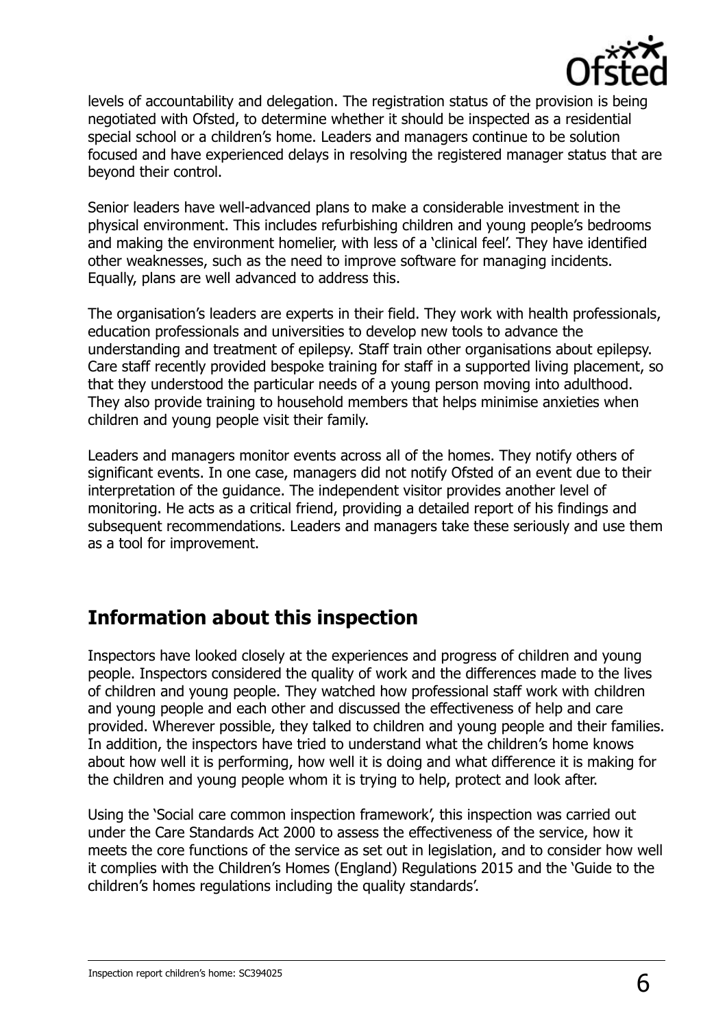levels of accountability and delegation. The registration status of the provision is being negotiated with Ofsted, to determine whether it should be inspected as a residential special school or a children's home. Leaders and managers continue to be solution focused and have experienced delays in resolving the registered manager status that are beyond their control.

Senior leaders have well-advanced plans to make a considerable investment in the physical environment. This includes refurbishing children and young people's bedrooms and making the environment homelier, with less of a 'clinical feel'. They have identified other weaknesses, such as the need to improve software for managing incidents. Equally, plans are well advanced to address this.

The organisation's leaders are experts in their field. They work with health professionals, education professionals and universities to develop new tools to advance the understanding and treatment of epilepsy. Staff train other organisations about epilepsy. Care staff recently provided bespoke training for staff in a supported living placement, so that they understood the particular needs of a young person moving into adulthood. They also provide training to household members that helps minimise anxieties when children and young people visit their family.

Leaders and managers monitor events across all of the homes. They notify others of significant events. In one case, managers did not notify Ofsted of an event due to their interpretation of the guidance. The independent visitor provides another level of monitoring. He acts as a critical friend, providing a detailed report of his findings and subsequent recommendations. Leaders and managers take these seriously and use them as a tool for improvement.

## Information about this inspection

Inspectors have looked closely at the experiences and progress of children and young people. Inspectors considered the quality of work and the differences made to the lives of children and young people. They watched how professional staff work with children and young people and each other and discussed the effectiveness of help and care provided. Wherever possible, they talked to children and young people and their families. In addition, the inspectors have tried to understand what the children's home knows about how well it is performing, how well it is doing and what difference it is making for the children and young people whom it is trying to help, protect and look after.

Using the 'Social care common inspection framework', this inspection was carried out under the Care Standards Act 2000 to assess the effectiveness of the service, how it meets the core functions of the service as set out in legislation, and to consider how well it complies with the Children's Homes (England) Regulations 2015 and the 'Guide to the children's homes regulations including the quality standards'.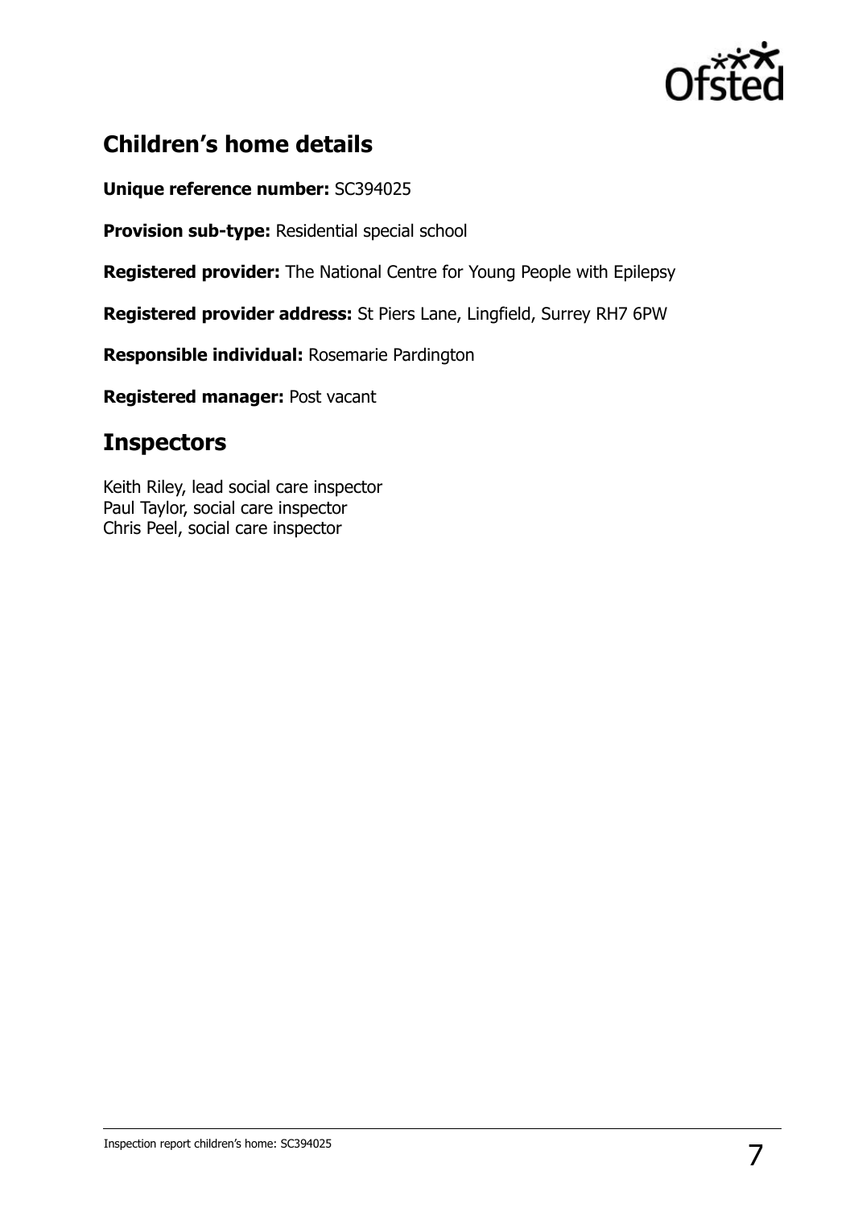## Children's home details

**Unique reference number:** SC394025

**Provision sub-type:** Residential special school

**Registered provider:** The National Centre for Young People with Epilepsy

**Registered provider address:** St Piers Lane, Lingfield, Surrey RH7 6PW

**Responsible individual:** Rosemarie Pardington

**Registered manager:** Post vacant

## Inspectors

Keith Riley, lead social care inspector
Paul Taylor, social care inspector
Chris Peel, social care inspector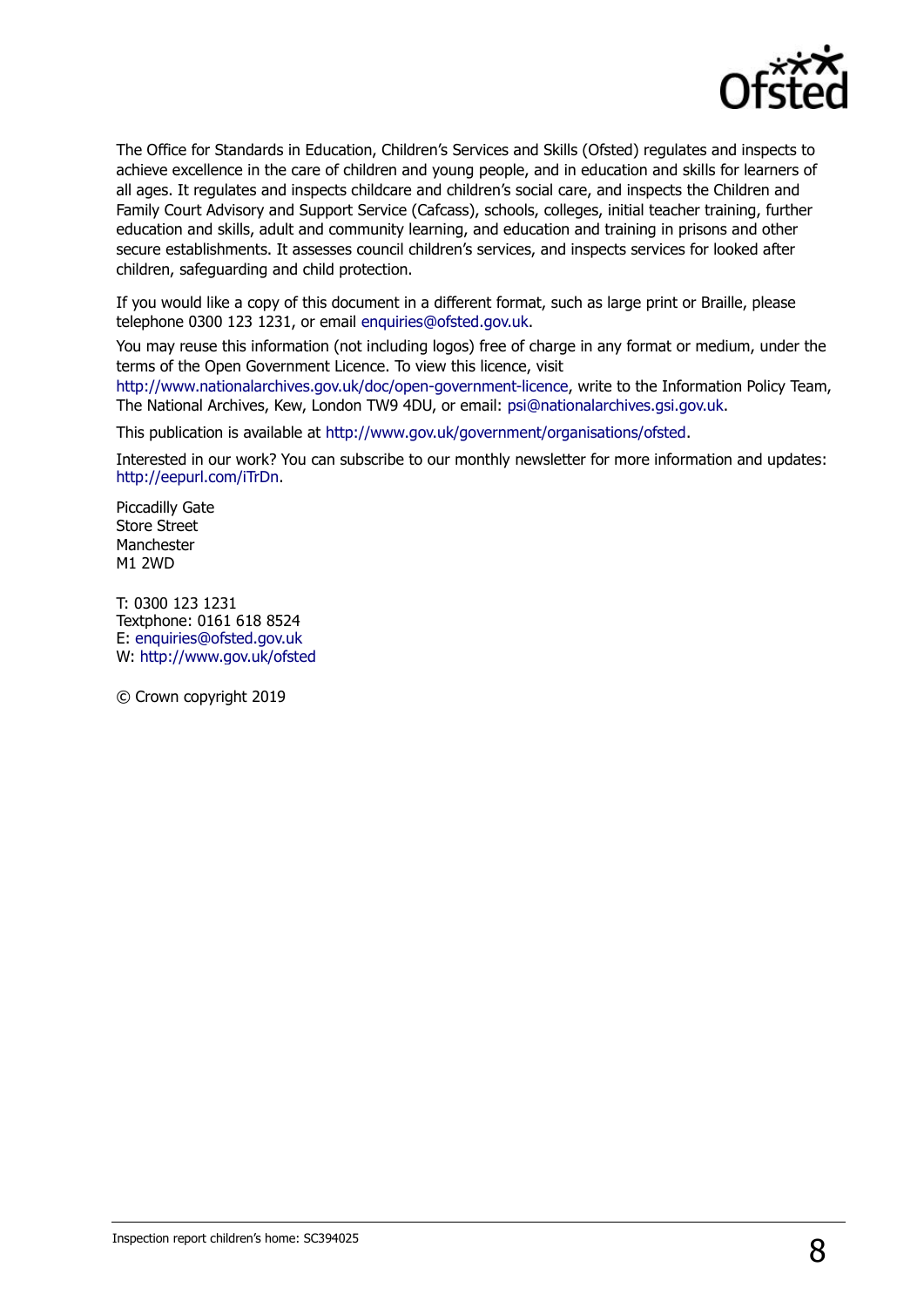The Office for Standards in Education, Children's Services and Skills (Ofsted) regulates and inspects to achieve excellence in the care of children and young people, and in education and skills for learners of all ages. It regulates and inspects childcare and children's social care, and inspects the Children and Family Court Advisory and Support Service (Cafcass), schools, colleges, initial teacher training, further education and skills, adult and community learning, and education and training in prisons and other secure establishments. It assesses council children's services, and inspects services for looked after children, safeguarding and child protection.

If you would like a copy of this document in a different format, such as large print or Braille, please telephone 0300 123 1231, or email enquiries@ofsted.gov.uk.

You may reuse this information (not including logos) free of charge in any format or medium, under the terms of the Open Government Licence. To view this licence, visit http://www.nationalarchives.gov.uk/doc/open-government-licence, write to the Information Policy Team, The National Archives, Kew, London TW9 4DU, or email: psi@nationalarchives.gsi.gov.uk.

This publication is available at http://www.gov.uk/government/organisations/ofsted.

Interested in our work? You can subscribe to our monthly newsletter for more information and updates: http://eepurl.com/iTrDn.

Piccadilly Gate  
Store Street  
Manchester  
M1 2WD

T: 0300 123 1231  
Textphone: 0161 618 8524  
E: enquiries@ofsted.gov.uk  
W: http://www.gov.uk/ofsted

© Crown copyright 2019